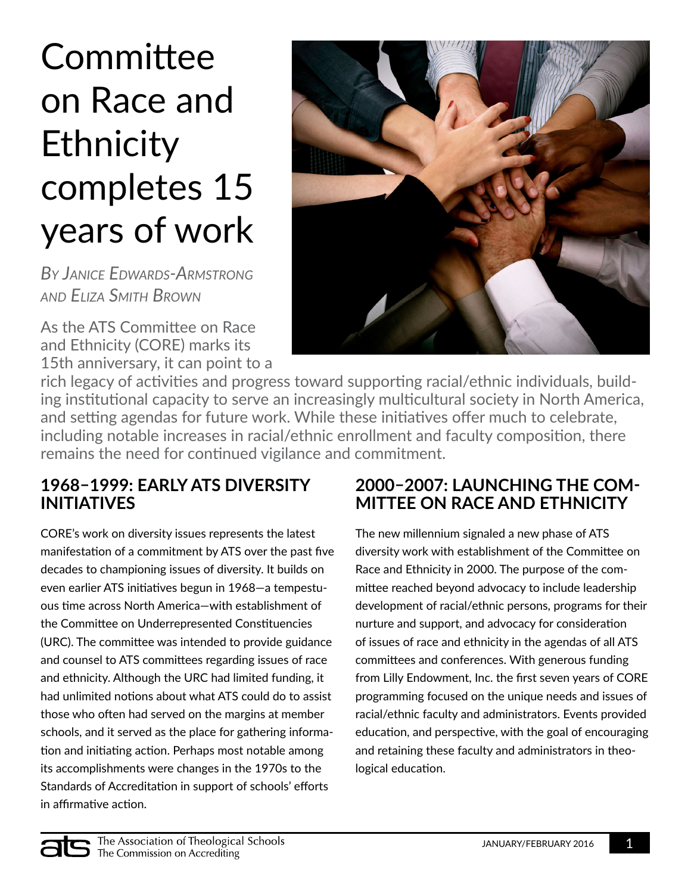# Committee on Race and Ethnicity completes 15 years of work

*By Janice Edwards-Armstrong and Eliza Smith Brown*

As the ATS Committee on Race and Ethnicity (CORE) marks its 15th anniversary, it can point to a rich legacy of activities and progress toward supporting racial/ethnic individuals, building institutional capacity to serve an increasingly multicultural society in North America, and setting agendas for future work. While these initiatives offer much to celebrate, including notable increases in racial/ethnic enrollment and faculty composition, there remains the need for continued vigilance and commitment.

## 1968–1999: Early ATS Diversity Initiatives

CORE's work on diversity issues represents the latest manifestation of a commitment by ATS over the past five decades to championing issues of diversity. It builds on even earlier ATS initiatives begun in 1968—a tempestuous time across North America—with establishment of the Committee on Underrepresented Constituencies (URC). The committee was intended to provide guidance and counsel to ATS committees regarding issues of race and ethnicity. Although the URC had limited funding, it had unlimited notions about what ATS could do to assist those who often had served on the margins at member schools, and it served as the place for gathering information and initiating action. Perhaps most notable among its accomplishments were changes in the 1970s to the Standards of Accreditation in support of schools' efforts in affirmative action.

## 2000–2007: Launching the Committee on Race and Ethnicity

The new millennium signaled a new phase of ATS diversity work with establishment of the Committee on Race and Ethnicity in 2000. The purpose of the committee reached beyond advocacy to include leadership development of racial/ethnic persons, programs for their nurture and support, and advocacy for consideration of issues of race and ethnicity in the agendas of all ATS committees and conferences. With generous funding from Lilly Endowment, Inc. the first seven years of CORE programming focused on the unique needs and issues of racial/ethnic faculty and administrators. Events provided education, and perspective, with the goal of encouraging and retaining these faculty and administrators in theological education.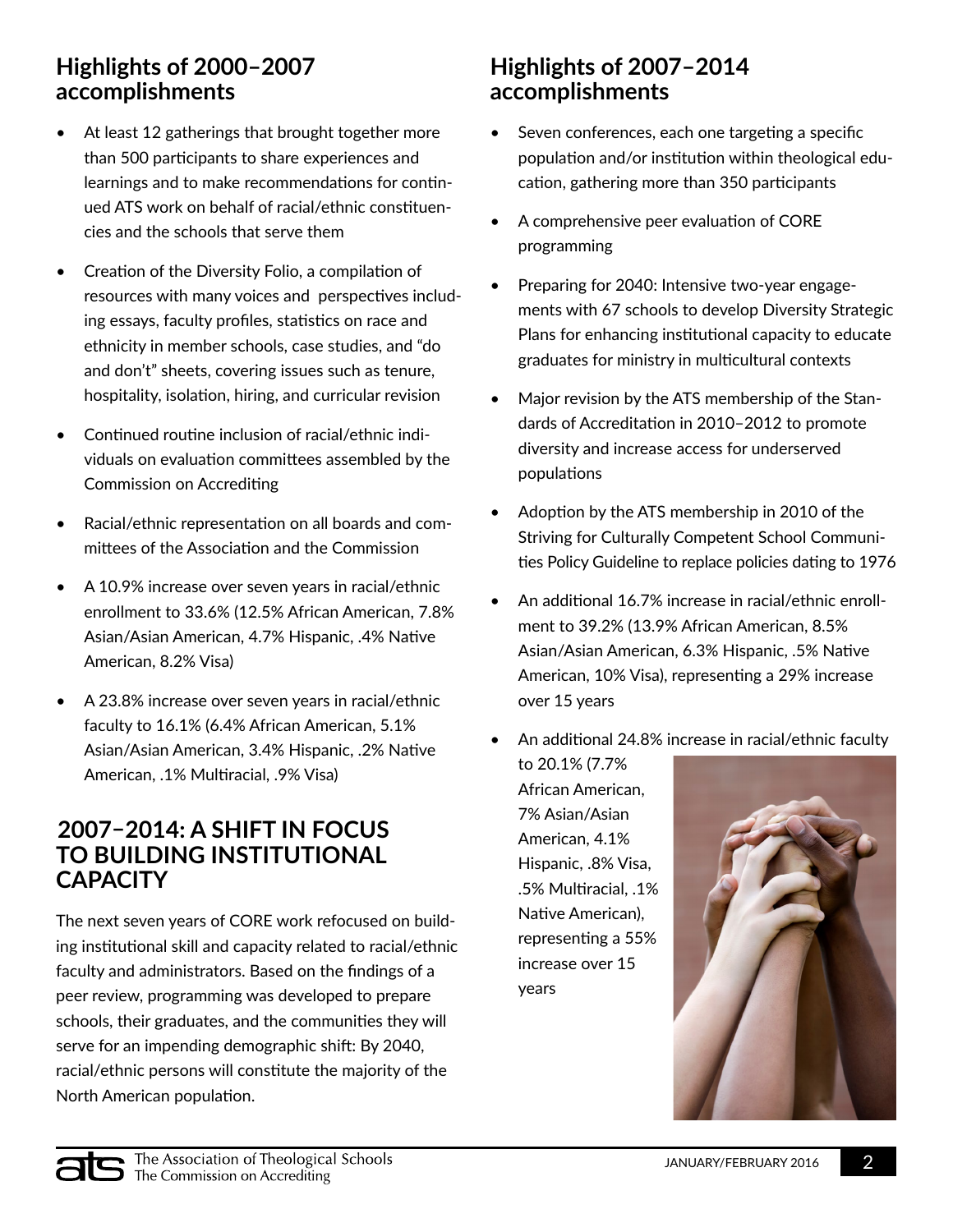## Highlights of 2000–2007 accomplishments

- At least 12 gatherings that brought together more than 500 participants to share experiences and learnings and to make recommendations for continued ATS work on behalf of racial/ethnic constituencies and the schools that serve them
- Creation of the Diversity Folio, a compilation of resources with many voices and perspectives including essays, faculty profiles, statistics on race and ethnicity in member schools, case studies, and "do and don't" sheets, covering issues such as tenure, hospitality, isolation, hiring, and curricular revision
- Continued routine inclusion of racial/ethnic individuals on evaluation committees assembled by the Commission on Accrediting
- Racial/ethnic representation on all boards and committees of the Association and the Commission
- A 10.9% increase over seven years in racial/ethnic enrollment to 33.6% (12.5% African American, 7.8% Asian/Asian American, 4.7% Hispanic, .4% Native American, 8.2% Visa)
- A 23.8% increase over seven years in racial/ethnic faculty to 16.1% (6.4% African American, 5.1% Asian/Asian American, 3.4% Hispanic, .2% Native American, .1% Multiracial, .9% Visa)

## 2007–2014: A SHIFT IN FOCUS TO BUILDING INSTITUTIONAL CAPACITY

The next seven years of CORE work refocused on building institutional skill and capacity related to racial/ethnic faculty and administrators. Based on the findings of a peer review, programming was developed to prepare schools, their graduates, and the communities they will serve for an impending demographic shift: By 2040, racial/ethnic persons will constitute the majority of the North American population.

## Highlights of 2007–2014 accomplishments

- Seven conferences, each one targeting a specific population and/or institution within theological education, gathering more than 350 participants
- A comprehensive peer evaluation of CORE programming
- Preparing for 2040: Intensive two-year engagements with 67 schools to develop Diversity Strategic Plans for enhancing institutional capacity to educate graduates for ministry in multicultural contexts
- Major revision by the ATS membership of the Standards of Accreditation in 2010–2012 to promote diversity and increase access for underserved populations
- Adoption by the ATS membership in 2010 of the Striving for Culturally Competent School Communities Policy Guideline to replace policies dating to 1976
- An additional 16.7% increase in racial/ethnic enrollment to 39.2% (13.9% African American, 8.5% Asian/Asian American, 6.3% Hispanic, .5% Native American, 10% Visa), representing a 29% increase over 15 years
- An additional 24.8% increase in racial/ethnic faculty to 20.1% (7.7% African American, 7% Asian/Asian American, 4.1% Hispanic, .8% Visa, .5% Multiracial, .1% Native American), representing a 55% increase over 15 years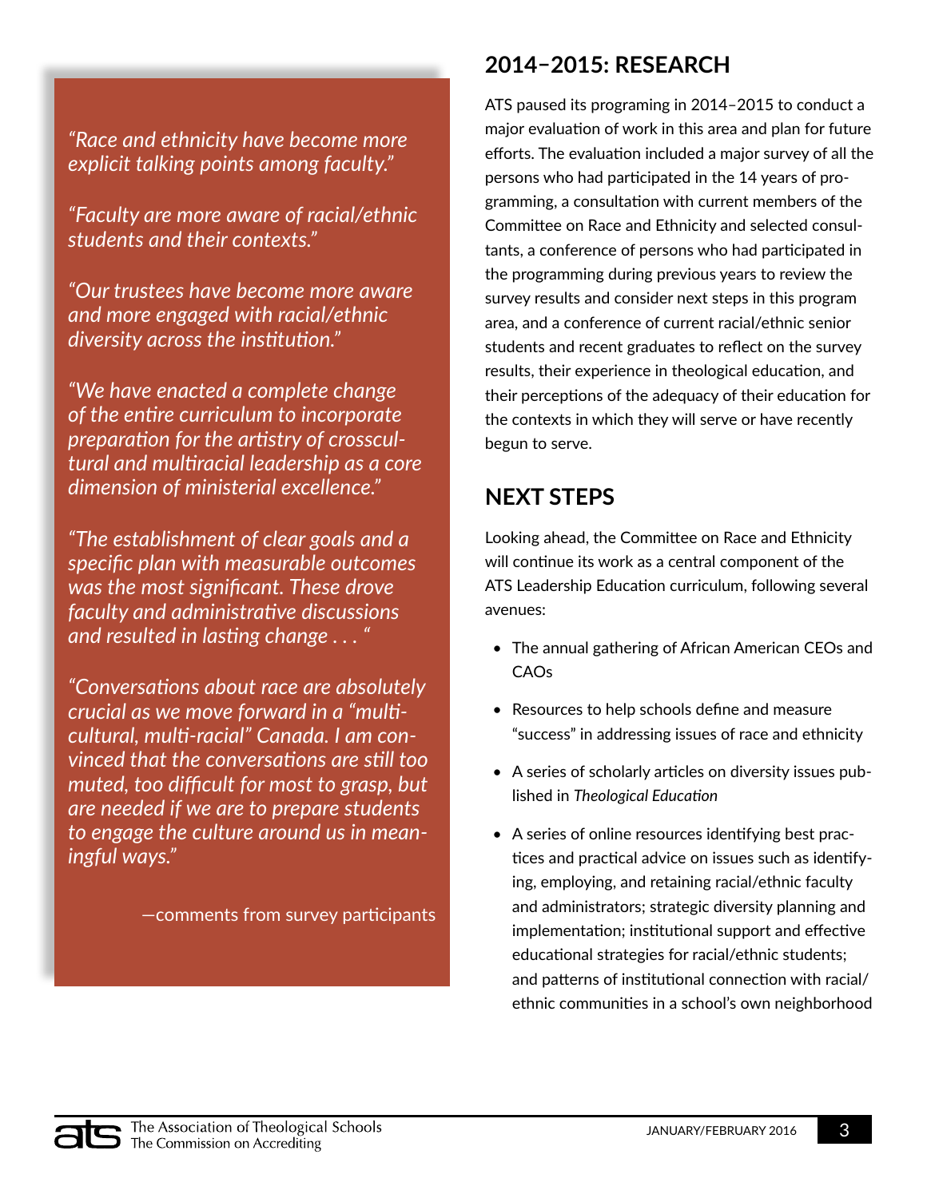*"Race and ethnicity have become more explicit talking points among faculty."*

*"Faculty are more aware of racial/ethnic students and their contexts."*

*"Our trustees have become more aware and more engaged with racial/ethnic diversity across the institution."*

*"We have enacted a complete change of the entire curriculum to incorporate preparation for the artistry of crosscultural and multiracial leadership as a core dimension of ministerial excellence."*

*"The establishment of clear goals and a specific plan with measurable outcomes was the most significant. These drove faculty and administrative discussions and resulted in lasting change . . . "*

*"Conversations about race are absolutely crucial as we move forward in a "multicultural, multi-racial" Canada. I am convinced that the conversations are still too muted, too difficult for most to grasp, but are needed if we are to prepare students to engage the culture around us in meaningful ways."*

—comments from survey participants

## 2014–2015: RESEARCH

ATS paused its programing in 2014–2015 to conduct a major evaluation of work in this area and plan for future efforts. The evaluation included a major survey of all the persons who had participated in the 14 years of programming, a consultation with current members of the Committee on Race and Ethnicity and selected consultants, a conference of persons who had participated in the programming during previous years to review the survey results and consider next steps in this program area, and a conference of current racial/ethnic senior students and recent graduates to reflect on the survey results, their experience in theological education, and their perceptions of the adequacy of their education for the contexts in which they will serve or have recently begun to serve.

## NEXT STEPS

Looking ahead, the Committee on Race and Ethnicity will continue its work as a central component of the ATS Leadership Education curriculum, following several avenues:

- The annual gathering of African American CEOs and CAOs
- Resources to help schools define and measure "success" in addressing issues of race and ethnicity
- A series of scholarly articles on diversity issues published in *Theological Education*
- A series of online resources identifying best practices and practical advice on issues such as identifying, employing, and retaining racial/ethnic faculty and administrators; strategic diversity planning and implementation; institutional support and effective educational strategies for racial/ethnic students; and patterns of institutional connection with racial/ethnic communities in a school's own neighborhood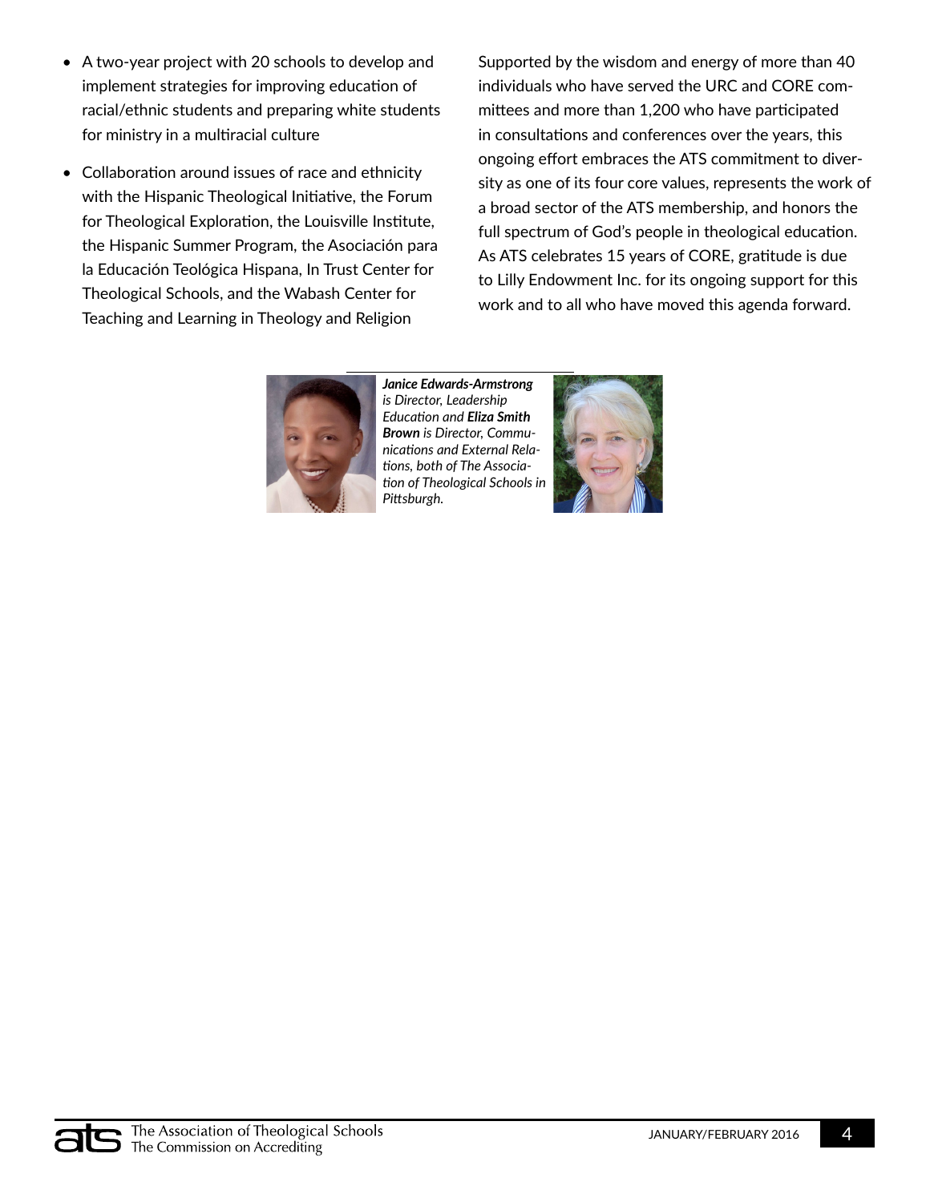- A two-year project with 20 schools to develop and implement strategies for improving education of racial/ethnic students and preparing white students for ministry in a multiracial culture
- Collaboration around issues of race and ethnicity with the Hispanic Theological Initiative, the Forum for Theological Exploration, the Louisville Institute, the Hispanic Summer Program, the Asociación para la Educación Teológica Hispana, In Trust Center for Theological Schools, and the Wabash Center for Teaching and Learning in Theology and Religion

Supported by the wisdom and energy of more than 40 individuals who have served the URC and CORE committees and more than 1,200 who have participated in consultations and conferences over the years, this ongoing effort embraces the ATS commitment to diversity as one of its four core values, represents the work of a broad sector of the ATS membership, and honors the full spectrum of God's people in theological education. As ATS celebrates 15 years of CORE, gratitude is due to Lilly Endowment Inc. for its ongoing support for this work and to all who have moved this agenda forward.

***Janice Edwards-Armstrong*** *is Director, Leadership Education and* ***Eliza Smith Brown*** *is Director, Communications and External Relations, both of The Association of Theological Schools in Pittsburgh.*